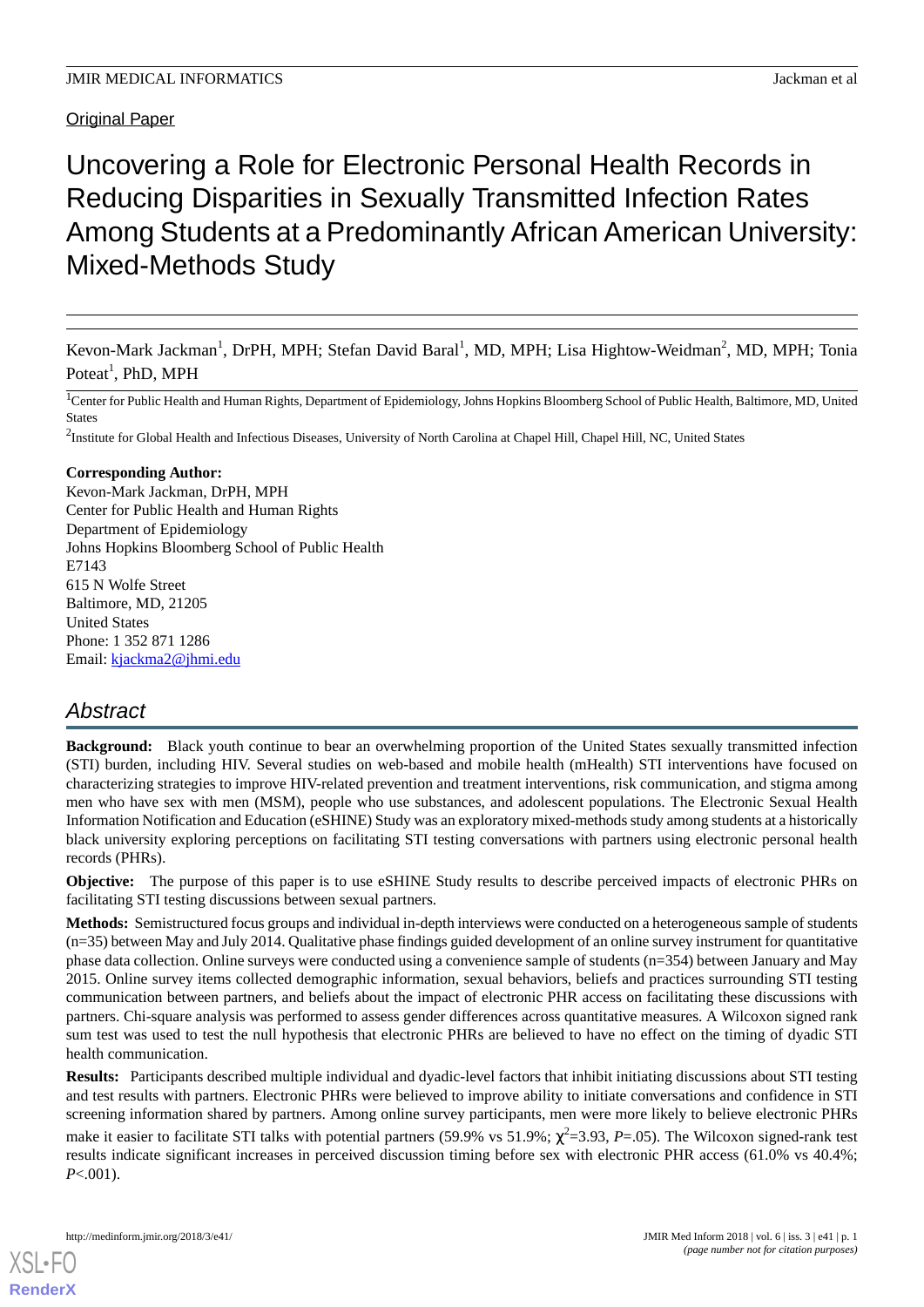Original Paper

# Uncovering a Role for Electronic Personal Health Records in Reducing Disparities in Sexually Transmitted Infection Rates Among Students at a Predominantly African American University: Mixed-Methods Study

Kevon-Mark Jackman[1], DrPH, MPH; Stefan David Baral[1], MD, MPH; Lisa Hightow-Weidman[2], MD, MPH; Tonia Poteat[1], PhD, MPH

[1]Center for Public Health and Human Rights, Department of Epidemiology, Johns Hopkins Bloomberg School of Public Health, Baltimore, MD, United States

[2]Institute for Global Health and Infectious Diseases, University of North Carolina at Chapel Hill, Chapel Hill, NC, United States

**Corresponding Author:**
Kevon-Mark Jackman, DrPH, MPH
Center for Public Health and Human Rights
Department of Epidemiology
Johns Hopkins Bloomberg School of Public Health
E7143
615 N Wolfe Street
Baltimore, MD, 21205
United States
Phone: 1 352 871 1286
Email: kjackma2@jhmi.edu

## Abstract

**Background:** Black youth continue to bear an overwhelming proportion of the United States sexually transmitted infection (STI) burden, including HIV. Several studies on web-based and mobile health (mHealth) STI interventions have focused on characterizing strategies to improve HIV-related prevention and treatment interventions, risk communication, and stigma among men who have sex with men (MSM), people who use substances, and adolescent populations. The Electronic Sexual Health Information Notification and Education (eSHINE) Study was an exploratory mixed-methods study among students at a historically black university exploring perceptions on facilitating STI testing conversations with partners using electronic personal health records (PHRs).

**Objective:** The purpose of this paper is to use eSHINE Study results to describe perceived impacts of electronic PHRs on facilitating STI testing discussions between sexual partners.

**Methods:** Semistructured focus groups and individual in-depth interviews were conducted on a heterogeneous sample of students (n=35) between May and July 2014. Qualitative phase findings guided development of an online survey instrument for quantitative phase data collection. Online surveys were conducted using a convenience sample of students (n=354) between January and May 2015. Online survey items collected demographic information, sexual behaviors, beliefs and practices surrounding STI testing communication between partners, and beliefs about the impact of electronic PHR access on facilitating these discussions with partners. Chi-square analysis was performed to assess gender differences across quantitative measures. A Wilcoxon signed rank sum test was used to test the null hypothesis that electronic PHRs are believed to have no effect on the timing of dyadic STI health communication.

**Results:** Participants described multiple individual and dyadic-level factors that inhibit initiating discussions about STI testing and test results with partners. Electronic PHRs were believed to improve ability to initiate conversations and confidence in STI screening information shared by partners. Among online survey participants, men were more likely to believe electronic PHRs make it easier to facilitate STI talks with potential partners (59.9% vs 51.9%; $\chi^2$=3.93, $P$=.05). The Wilcoxon signed-rank test results indicate significant increases in perceived discussion timing before sex with electronic PHR access (61.0% vs 40.4%; $P$<.001).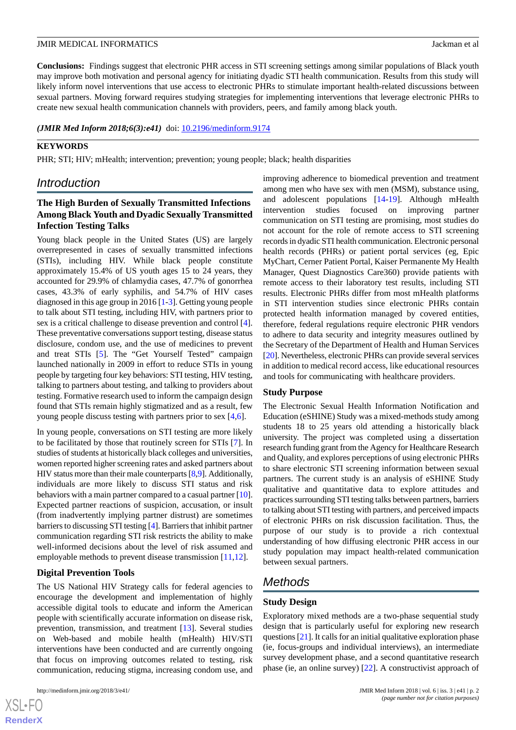**Conclusions:** Findings suggest that electronic PHR access in STI screening settings among similar populations of Black youth may improve both motivation and personal agency for initiating dyadic STI health communication. Results from this study will likely inform novel interventions that use access to electronic PHRs to stimulate important health-related discussions between sexual partners. Moving forward requires studying strategies for implementing interventions that leverage electronic PHRs to create new sexual health communication channels with providers, peers, and family among black youth.

*(JMIR Med Inform 2018;6(3):e41)* doi: 10.2196/medinform.9174

**KEYWORDS**

PHR; STI; HIV; mHealth; intervention; prevention; young people; black; health disparities

## Introduction

### The High Burden of Sexually Transmitted Infections Among Black Youth and Dyadic Sexually Transmitted Infection Testing Talks

Young black people in the United States (US) are largely overrepresented in cases of sexually transmitted infections (STIs), including HIV. While black people constitute approximately 15.4% of US youth ages 15 to 24 years, they accounted for 29.9% of chlamydia cases, 47.7% of gonorrhea cases, 43.3% of early syphilis, and 54.7% of HIV cases diagnosed in this age group in 2016 [1-3]. Getting young people to talk about STI testing, including HIV, with partners prior to sex is a critical challenge to disease prevention and control [4]. These preventative conversations support testing, disease status disclosure, condom use, and the use of medicines to prevent and treat STIs [5]. The "Get Yourself Tested" campaign launched nationally in 2009 in effort to reduce STIs in young people by targeting four key behaviors: STI testing, HIV testing, talking to partners about testing, and talking to providers about testing. Formative research used to inform the campaign design found that STIs remain highly stigmatized and as a result, few young people discuss testing with partners prior to sex [4,6].

In young people, conversations on STI testing are more likely to be facilitated by those that routinely screen for STIs [7]. In studies of students at historically black colleges and universities, women reported higher screening rates and asked partners about HIV status more than their male counterparts [8,9]. Additionally, individuals are more likely to discuss STI status and risk behaviors with a main partner compared to a casual partner [10]. Expected partner reactions of suspicion, accusation, or insult (from inadvertently implying partner distrust) are sometimes barriers to discussing STI testing [4]. Barriers that inhibit partner communication regarding STI risk restricts the ability to make well-informed decisions about the level of risk assumed and employable methods to prevent disease transmission [11,12].

### Digital Prevention Tools

The US National HIV Strategy calls for federal agencies to encourage the development and implementation of highly accessible digital tools to educate and inform the American people with scientifically accurate information on disease risk, prevention, transmission, and treatment [13]. Several studies on Web-based and mobile health (mHealth) HIV/STI interventions have been conducted and are currently ongoing that focus on improving outcomes related to testing, risk communication, reducing stigma, increasing condom use, and improving adherence to biomedical prevention and treatment among men who have sex with men (MSM), substance using, and adolescent populations [14-19]. Although mHealth intervention studies focused on improving partner communication on STI testing are promising, most studies do not account for the role of remote access to STI screening records in dyadic STI health communication. Electronic personal health records (PHRs) or patient portal services (eg, Epic MyChart, Cerner Patient Portal, Kaiser Permanente My Health Manager, Quest Diagnostics Care360) provide patients with remote access to their laboratory test results, including STI results. Electronic PHRs differ from most mHealth platforms in STI intervention studies since electronic PHRs contain protected health information managed by covered entities, therefore, federal regulations require electronic PHR vendors to adhere to data security and integrity measures outlined by the Secretary of the Department of Health and Human Services [20]. Nevertheless, electronic PHRs can provide several services in addition to medical record access, like educational resources and tools for communicating with healthcare providers.

### Study Purpose

The Electronic Sexual Health Information Notification and Education (eSHINE) Study was a mixed-methods study among students 18 to 25 years old attending a historically black university. The project was completed using a dissertation research funding grant from the Agency for Healthcare Research and Quality, and explores perceptions of using electronic PHRs to share electronic STI screening information between sexual partners. The current study is an analysis of eSHINE Study qualitative and quantitative data to explore attitudes and practices surrounding STI testing talks between partners, barriers to talking about STI testing with partners, and perceived impacts of electronic PHRs on risk discussion facilitation. Thus, the purpose of our study is to provide a rich contextual understanding of how diffusing electronic PHR access in our study population may impact health-related communication between sexual partners.

## Methods

### Study Design

Exploratory mixed methods are a two-phase sequential study design that is particularly useful for exploring new research questions [21]. It calls for an initial qualitative exploration phase (ie, focus-groups and individual interviews), an intermediate survey development phase, and a second quantitative research phase (ie, an online survey) [22]. A constructivist approach of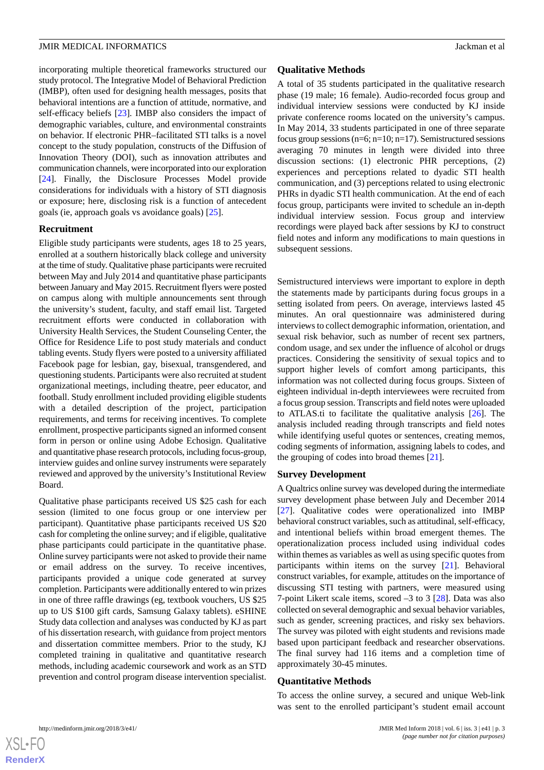incorporating multiple theoretical frameworks structured our study protocol. The Integrative Model of Behavioral Prediction (IMBP), often used for designing health messages, posits that behavioral intentions are a function of attitude, normative, and self-efficacy beliefs [23]. IMBP also considers the impact of demographic variables, culture, and environmental constraints on behavior. If electronic PHR–facilitated STI talks is a novel concept to the study population, constructs of the Diffusion of Innovation Theory (DOI), such as innovation attributes and communication channels, were incorporated into our exploration [24]. Finally, the Disclosure Processes Model provide considerations for individuals with a history of STI diagnosis or exposure; here, disclosing risk is a function of antecedent goals (ie, approach goals vs avoidance goals) [25].

### Recruitment

Eligible study participants were students, ages 18 to 25 years, enrolled at a southern historically black college and university at the time of study. Qualitative phase participants were recruited between May and July 2014 and quantitative phase participants between January and May 2015. Recruitment flyers were posted on campus along with multiple announcements sent through the university's student, faculty, and staff email list. Targeted recruitment efforts were conducted in collaboration with University Health Services, the Student Counseling Center, the Office for Residence Life to post study materials and conduct tabling events. Study flyers were posted to a university affiliated Facebook page for lesbian, gay, bisexual, transgendered, and questioning students. Participants were also recruited at student organizational meetings, including theatre, peer educator, and football. Study enrollment included providing eligible students with a detailed description of the project, participation requirements, and terms for receiving incentives. To complete enrollment, prospective participants signed an informed consent form in person or online using Adobe Echosign. Qualitative and quantitative phase research protocols, including focus-group, interview guides and online survey instruments were separately reviewed and approved by the university's Institutional Review Board.

Qualitative phase participants received US $25 cash for each session (limited to one focus group or one interview per participant). Quantitative phase participants received US $20 cash for completing the online survey; and if eligible, qualitative phase participants could participate in the quantitative phase. Online survey participants were not asked to provide their name or email address on the survey. To receive incentives, participants provided a unique code generated at survey completion. Participants were additionally entered to win prizes in one of three raffle drawings (eg, textbook vouchers, US $25 up to US $100 gift cards, Samsung Galaxy tablets). eSHINE Study data collection and analyses was conducted by KJ as part of his dissertation research, with guidance from project mentors and dissertation committee members. Prior to the study, KJ completed training in qualitative and quantitative research methods, including academic coursework and work as an STD prevention and control program disease intervention specialist.

### Qualitative Methods

A total of 35 students participated in the qualitative research phase (19 male; 16 female). Audio-recorded focus group and individual interview sessions were conducted by KJ inside private conference rooms located on the university's campus. In May 2014, 33 students participated in one of three separate focus group sessions (n=6; n=10; n=17). Semistructured sessions averaging 70 minutes in length were divided into three discussion sections: (1) electronic PHR perceptions, (2) experiences and perceptions related to dyadic STI health communication, and (3) perceptions related to using electronic PHRs in dyadic STI health communication. At the end of each focus group, participants were invited to schedule an in-depth individual interview session. Focus group and interview recordings were played back after sessions by KJ to construct field notes and inform any modifications to main questions in subsequent sessions.

Semistructured interviews were important to explore in depth the statements made by participants during focus groups in a setting isolated from peers. On average, interviews lasted 45 minutes. An oral questionnaire was administered during interviews to collect demographic information, orientation, and sexual risk behavior, such as number of recent sex partners, condom usage, and sex under the influence of alcohol or drugs practices. Considering the sensitivity of sexual topics and to support higher levels of comfort among participants, this information was not collected during focus groups. Sixteen of eighteen individual in-depth interviewees were recruited from a focus group session. Transcripts and field notes were uploaded to ATLAS.ti to facilitate the qualitative analysis [26]. The analysis included reading through transcripts and field notes while identifying useful quotes or sentences, creating memos, coding segments of information, assigning labels to codes, and the grouping of codes into broad themes [21].

### Survey Development

A Qualtrics online survey was developed during the intermediate survey development phase between July and December 2014 [27]. Qualitative codes were operationalized into IMBP behavioral construct variables, such as attitudinal, self-efficacy, and intentional beliefs within broad emergent themes. The operationalization process included using individual codes within themes as variables as well as using specific quotes from participants within items on the survey [21]. Behavioral construct variables, for example, attitudes on the importance of discussing STI testing with partners, were measured using 7-point Likert scale items, scored –3 to 3 [28]. Data was also collected on several demographic and sexual behavior variables, such as gender, screening practices, and risky sex behaviors. The survey was piloted with eight students and revisions made based upon participant feedback and researcher observations. The final survey had 116 items and a completion time of approximately 30-45 minutes.

### Quantitative Methods

To access the online survey, a secured and unique Web-link was sent to the enrolled participant's student email account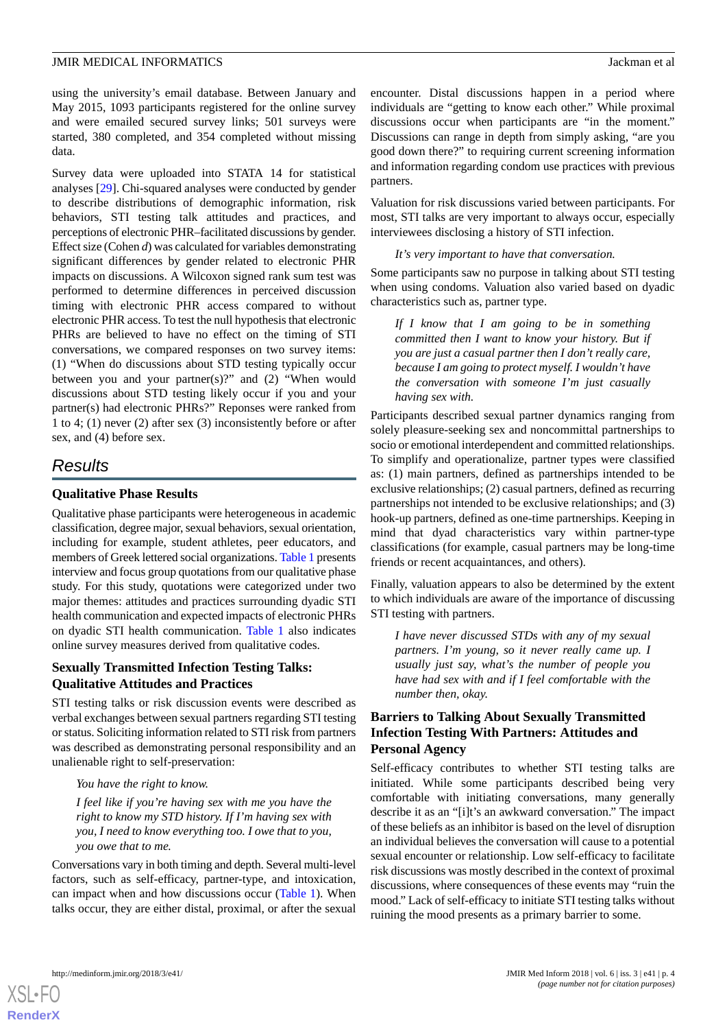using the university's email database. Between January and May 2015, 1093 participants registered for the online survey and were emailed secured survey links; 501 surveys were started, 380 completed, and 354 completed without missing data.

Survey data were uploaded into STATA 14 for statistical analyses [29]. Chi-squared analyses were conducted by gender to describe distributions of demographic information, risk behaviors, STI testing talk attitudes and practices, and perceptions of electronic PHR–facilitated discussions by gender. Effect size (Cohen *d*) was calculated for variables demonstrating significant differences by gender related to electronic PHR impacts on discussions. A Wilcoxon signed rank sum test was performed to determine differences in perceived discussion timing with electronic PHR access compared to without electronic PHR access. To test the null hypothesis that electronic PHRs are believed to have no effect on the timing of STI conversations, we compared responses on two survey items: (1) "When do discussions about STD testing typically occur between you and your partner(s)?" and (2) "When would discussions about STD testing likely occur if you and your partner(s) had electronic PHRs?" Reponses were ranked from 1 to 4; (1) never (2) after sex (3) inconsistently before or after sex, and (4) before sex.

# Results

## Qualitative Phase Results

Qualitative phase participants were heterogeneous in academic classification, degree major, sexual behaviors, sexual orientation, including for example, student athletes, peer educators, and members of Greek lettered social organizations. Table 1 presents interview and focus group quotations from our qualitative phase study. For this study, quotations were categorized under two major themes: attitudes and practices surrounding dyadic STI health communication and expected impacts of electronic PHRs on dyadic STI health communication. Table 1 also indicates online survey measures derived from qualitative codes.

### Sexually Transmitted Infection Testing Talks: Qualitative Attitudes and Practices

STI testing talks or risk discussion events were described as verbal exchanges between sexual partners regarding STI testing or status. Soliciting information related to STI risk from partners was described as demonstrating personal responsibility and an unalienable right to self-preservation:

> *You have the right to know.*
>
> *I feel like if you're having sex with me you have the right to know my STD history. If I'm having sex with you, I need to know everything too. I owe that to you, you owe that to me.*

Conversations vary in both timing and depth. Several multi-level factors, such as self-efficacy, partner-type, and intoxication, can impact when and how discussions occur (Table 1). When talks occur, they are either distal, proximal, or after the sexual encounter. Distal discussions happen in a period where individuals are "getting to know each other." While proximal discussions occur when participants are "in the moment." Discussions can range in depth from simply asking, "are you good down there?" to requiring current screening information and information regarding condom use practices with previous partners.

Valuation for risk discussions varied between participants. For most, STI talks are very important to always occur, especially interviewees disclosing a history of STI infection.

> *It's very important to have that conversation.*

Some participants saw no purpose in talking about STI testing when using condoms. Valuation also varied based on dyadic characteristics such as, partner type.

> *If I know that I am going to be in something committed then I want to know your history. But if you are just a casual partner then I don't really care, because I am going to protect myself. I wouldn't have the conversation with someone I'm just casually having sex with.*

Participants described sexual partner dynamics ranging from solely pleasure-seeking sex and noncommittal partnerships to socio or emotional interdependent and committed relationships. To simplify and operationalize, partner types were classified as: (1) main partners, defined as partnerships intended to be exclusive relationships; (2) casual partners, defined as recurring partnerships not intended to be exclusive relationships; and (3) hook-up partners, defined as one-time partnerships. Keeping in mind that dyad characteristics vary within partner-type classifications (for example, casual partners may be long-time friends or recent acquaintances, and others).

Finally, valuation appears to also be determined by the extent to which individuals are aware of the importance of discussing STI testing with partners.

> *I have never discussed STDs with any of my sexual partners. I'm young, so it never really came up. I usually just say, what's the number of people you have had sex with and if I feel comfortable with the number then, okay.*

### Barriers to Talking About Sexually Transmitted Infection Testing With Partners: Attitudes and Personal Agency

Self-efficacy contributes to whether STI testing talks are initiated. While some participants described being very comfortable with initiating conversations, many generally describe it as an "[i]t's an awkward conversation." The impact of these beliefs as an inhibitor is based on the level of disruption an individual believes the conversation will cause to a potential sexual encounter or relationship. Low self-efficacy to facilitate risk discussions was mostly described in the context of proximal discussions, where consequences of these events may "ruin the mood." Lack of self-efficacy to initiate STI testing talks without ruining the mood presents as a primary barrier to some.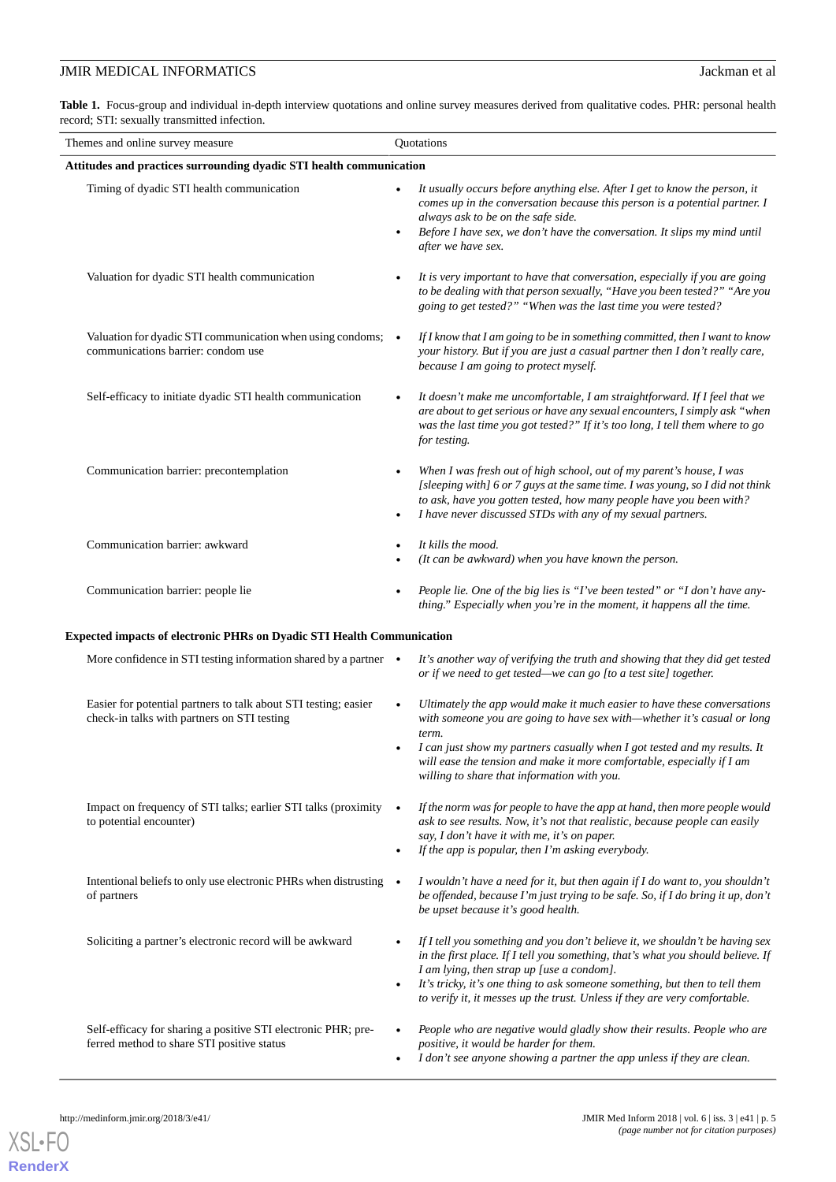**Table 1.** Focus-group and individual in-depth interview quotations and online survey measures derived from qualitative codes. PHR: personal health record; STI: sexually transmitted infection.

| Themes and online survey measure | Quotations |
|---|---|
| **Attitudes and practices surrounding dyadic STI health communication** | |
| Timing of dyadic STI health communication | • *It usually occurs before anything else. After I get to know the person, it comes up in the conversation because this person is a potential partner. I always ask to be on the safe side.* <br> • *Before I have sex, we don't have the conversation. It slips my mind until after we have sex.* |
| Valuation for dyadic STI health communication | • *It is very important to have that conversation, especially if you are going to be dealing with that person sexually, "Have you been tested?" "Are you going to get tested?" "When was the last time you were tested?* |
| Valuation for dyadic STI communication when using condoms; communications barrier: condom use | • *If I know that I am going to be in something committed, then I want to know your history. But if you are just a casual partner then I don't really care, because I am going to protect myself.* |
| Self-efficacy to initiate dyadic STI health communication | • *It doesn't make me uncomfortable, I am straightforward. If I feel that we are about to get serious or have any sexual encounters, I simply ask "when was the last time you got tested?" If it's too long, I tell them where to go for testing.* |
| Communication barrier: precontemplation | • *When I was fresh out of high school, out of my parent's house, I was [sleeping with] 6 or 7 guys at the same time. I was young, so I did not think to ask, have you gotten tested, how many people have you been with?* <br> • *I have never discussed STDs with any of my sexual partners.* |
| Communication barrier: awkward | • *It kills the mood.* <br> • *(It can be awkward) when you have known the person.* |
| Communication barrier: people lie | • *People lie. One of the big lies is "I've been tested" or "I don't have anything." Especially when you're in the moment, it happens all the time.* |
| **Expected impacts of electronic PHRs on Dyadic STI Health Communication** | |
| More confidence in STI testing information shared by a partner | • *It's another way of verifying the truth and showing that they did get tested or if we need to get tested—we can go [to a test site] together.* |
| Easier for potential partners to talk about STI testing; easier check-in talks with partners on STI testing | • *Ultimately the app would make it much easier to have these conversations with someone you are going to have sex with—whether it's casual or long term.* <br> • *I can just show my partners casually when I got tested and my results. It will ease the tension and make it more comfortable, especially if I am willing to share that information with you.* |
| Impact on frequency of STI talks; earlier STI talks (proximity to potential encounter) | • *If the norm was for people to have the app at hand, then more people would ask to see results. Now, it's not that realistic, because people can easily say, I don't have it with me, it's on paper.* <br> • *If the app is popular, then I'm asking everybody.* |
| Intentional beliefs to only use electronic PHRs when distrusting of partners | • *I wouldn't have a need for it, but then again if I do want to, you shouldn't be offended, because I'm just trying to be safe. So, if I do bring it up, don't be upset because it's good health.* |
| Soliciting a partner's electronic record will be awkward | • *If I tell you something and you don't believe it, we shouldn't be having sex in the first place. If I tell you something, that's what you should believe. If I am lying, then strap up [use a condom].* <br> • *It's tricky, it's one thing to ask someone something, but then to tell them to verify it, it messes up the trust. Unless if they are very comfortable.* |
| Self-efficacy for sharing a positive STI electronic PHR; preferred method to share STI positive status | • *People who are negative would gladly show their results. People who are positive, it would be harder for them.* <br> • *I don't see anyone showing a partner the app unless if they are clean.* |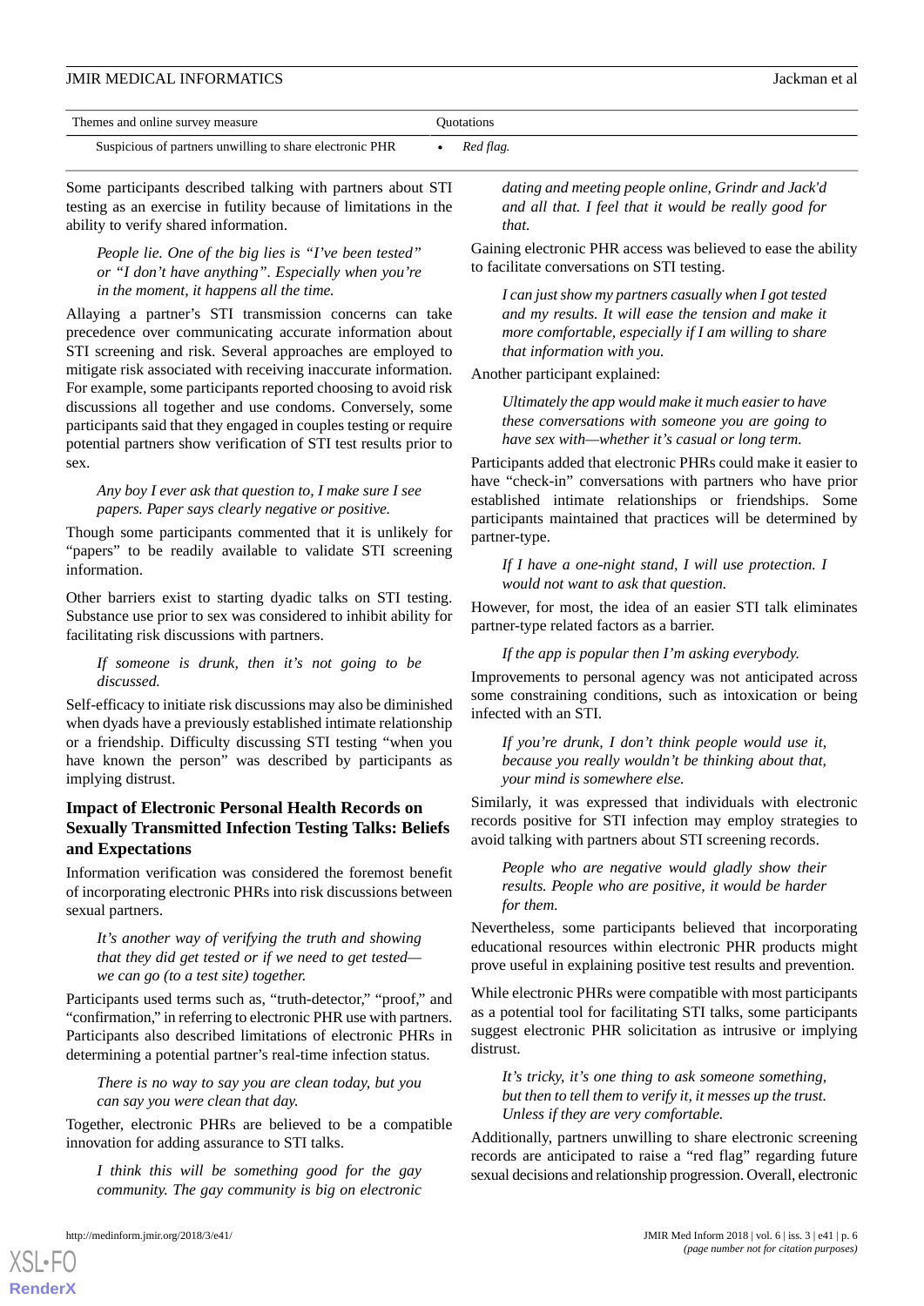| Themes and online survey measure | Quotations |
| --- | --- |
| Suspicious of partners unwilling to share electronic PHR | • *Red flag.* |

Some participants described talking with partners about STI testing as an exercise in futility because of limitations in the ability to verify shared information.

> *People lie. One of the big lies is "I've been tested" or "I don't have anything". Especially when you're in the moment, it happens all the time.*

Allaying a partner's STI transmission concerns can take precedence over communicating accurate information about STI screening and risk. Several approaches are employed to mitigate risk associated with receiving inaccurate information. For example, some participants reported choosing to avoid risk discussions all together and use condoms. Conversely, some participants said that they engaged in couples testing or require potential partners show verification of STI test results prior to sex.

> *Any boy I ever ask that question to, I make sure I see papers. Paper says clearly negative or positive.*

Though some participants commented that it is unlikely for "papers" to be readily available to validate STI screening information.

Other barriers exist to starting dyadic talks on STI testing. Substance use prior to sex was considered to inhibit ability for facilitating risk discussions with partners.

> *If someone is drunk, then it's not going to be discussed.*

Self-efficacy to initiate risk discussions may also be diminished when dyads have a previously established intimate relationship or a friendship. Difficulty discussing STI testing "when you have known the person" was described by participants as implying distrust.

### Impact of Electronic Personal Health Records on Sexually Transmitted Infection Testing Talks: Beliefs and Expectations

Information verification was considered the foremost benefit of incorporating electronic PHRs into risk discussions between sexual partners.

> *It's another way of verifying the truth and showing that they did get tested or if we need to get tested—we can go (to a test site) together.*

Participants used terms such as, "truth-detector," "proof," and "confirmation," in referring to electronic PHR use with partners. Participants also described limitations of electronic PHRs in determining a potential partner's real-time infection status.

> *There is no way to say you are clean today, but you can say you were clean that day.*

Together, electronic PHRs are believed to be a compatible innovation for adding assurance to STI talks.

> *I think this will be something good for the gay community. The gay community is big on electronic dating and meeting people online, Grindr and Jack'd and all that. I feel that it would be really good for that.*

Gaining electronic PHR access was believed to ease the ability to facilitate conversations on STI testing.

> *I can just show my partners casually when I got tested and my results. It will ease the tension and make it more comfortable, especially if I am willing to share that information with you.*

Another participant explained:

> *Ultimately the app would make it much easier to have these conversations with someone you are going to have sex with—whether it's casual or long term.*

Participants added that electronic PHRs could make it easier to have "check-in" conversations with partners who have prior established intimate relationships or friendships. Some participants maintained that practices will be determined by partner-type.

> *If I have a one-night stand, I will use protection. I would not want to ask that question.*

However, for most, the idea of an easier STI talk eliminates partner-type related factors as a barrier.

> *If the app is popular then I'm asking everybody.*

Improvements to personal agency was not anticipated across some constraining conditions, such as intoxication or being infected with an STI.

> *If you're drunk, I don't think people would use it, because you really wouldn't be thinking about that, your mind is somewhere else.*

Similarly, it was expressed that individuals with electronic records positive for STI infection may employ strategies to avoid talking with partners about STI screening records.

> *People who are negative would gladly show their results. People who are positive, it would be harder for them.*

Nevertheless, some participants believed that incorporating educational resources within electronic PHR products might prove useful in explaining positive test results and prevention.

While electronic PHRs were compatible with most participants as a potential tool for facilitating STI talks, some participants suggest electronic PHR solicitation as intrusive or implying distrust.

> *It's tricky, it's one thing to ask someone something, but then to tell them to verify it, it messes up the trust. Unless if they are very comfortable.*

Additionally, partners unwilling to share electronic screening records are anticipated to raise a "red flag" regarding future sexual decisions and relationship progression. Overall, electronic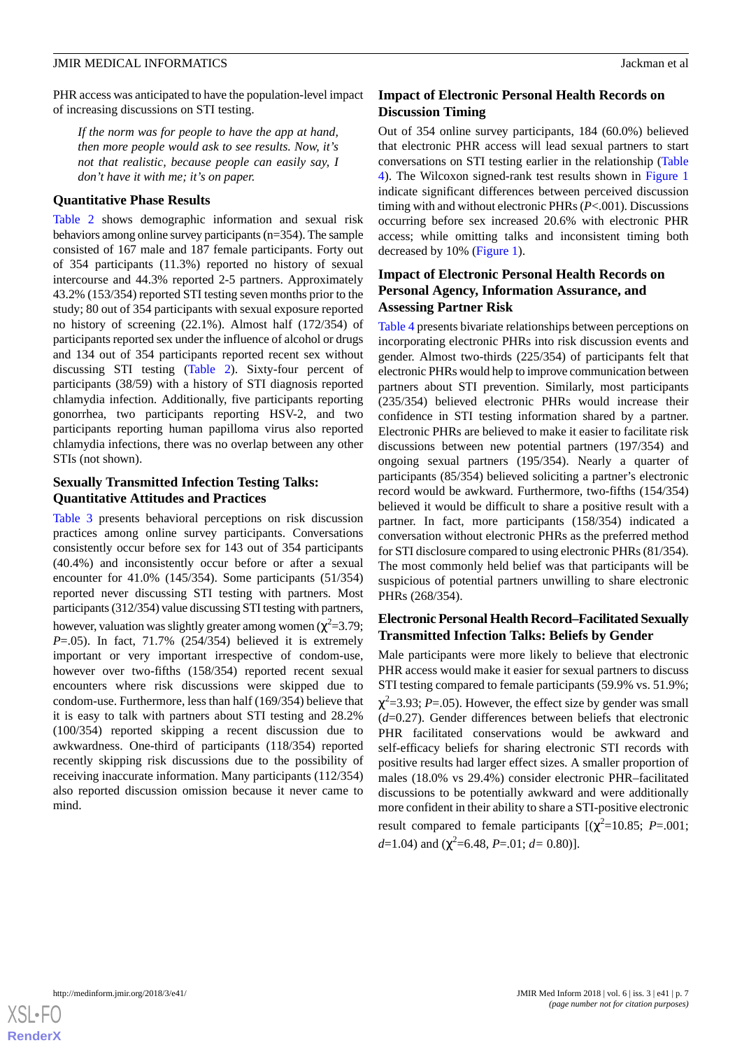PHR access was anticipated to have the population-level impact of increasing discussions on STI testing.

> *If the norm was for people to have the app at hand, then more people would ask to see results. Now, it's not that realistic, because people can easily say, I don't have it with me; it's on paper.*

### Quantitative Phase Results

Table 2 shows demographic information and sexual risk behaviors among online survey participants (n=354). The sample consisted of 167 male and 187 female participants. Forty out of 354 participants (11.3%) reported no history of sexual intercourse and 44.3% reported 2-5 partners. Approximately 43.2% (153/354) reported STI testing seven months prior to the study; 80 out of 354 participants with sexual exposure reported no history of screening (22.1%). Almost half (172/354) of participants reported sex under the influence of alcohol or drugs and 134 out of 354 participants reported recent sex without discussing STI testing (Table 2). Sixty-four percent of participants (38/59) with a history of STI diagnosis reported chlamydia infection. Additionally, five participants reporting gonorrhea, two participants reporting HSV-2, and two participants reporting human papilloma virus also reported chlamydia infections, there was no overlap between any other STIs (not shown).

### Sexually Transmitted Infection Testing Talks: Quantitative Attitudes and Practices

Table 3 presents behavioral perceptions on risk discussion practices among online survey participants. Conversations consistently occur before sex for 143 out of 354 participants (40.4%) and inconsistently occur before or after a sexual encounter for 41.0% (145/354). Some participants (51/354) reported never discussing STI testing with partners. Most participants (312/354) value discussing STI testing with partners, however, valuation was slightly greater among women ($\chi^2$=3.79; $P$=.05). In fact, 71.7% (254/354) believed it is extremely important or very important irrespective of condom-use, however over two-fifths (158/354) reported recent sexual encounters where risk discussions were skipped due to condom-use. Furthermore, less than half (169/354) believe that it is easy to talk with partners about STI testing and 28.2% (100/354) reported skipping a recent discussion due to awkwardness. One-third of participants (118/354) reported recently skipping risk discussions due to the possibility of receiving inaccurate information. Many participants (112/354) also reported discussion omission because it never came to mind.

### Impact of Electronic Personal Health Records on Discussion Timing

Out of 354 online survey participants, 184 (60.0%) believed that electronic PHR access will lead sexual partners to start conversations on STI testing earlier in the relationship (Table 4). The Wilcoxon signed-rank test results shown in Figure 1 indicate significant differences between perceived discussion timing with and without electronic PHRs ($P$<.001). Discussions occurring before sex increased 20.6% with electronic PHR access; while omitting talks and inconsistent timing both decreased by 10% (Figure 1).

### Impact of Electronic Personal Health Records on Personal Agency, Information Assurance, and Assessing Partner Risk

Table 4 presents bivariate relationships between perceptions on incorporating electronic PHRs into risk discussion events and gender. Almost two-thirds (225/354) of participants felt that electronic PHRs would help to improve communication between partners about STI prevention. Similarly, most participants (235/354) believed electronic PHRs would increase their confidence in STI testing information shared by a partner. Electronic PHRs are believed to make it easier to facilitate risk discussions between new potential partners (197/354) and ongoing sexual partners (195/354). Nearly a quarter of participants (85/354) believed soliciting a partner's electronic record would be awkward. Furthermore, two-fifths (154/354) believed it would be difficult to share a positive result with a partner. In fact, more participants (158/354) indicated a conversation without electronic PHRs as the preferred method for STI disclosure compared to using electronic PHRs (81/354). The most commonly held belief was that participants will be suspicious of potential partners unwilling to share electronic PHRs (268/354).

### Electronic Personal Health Record–Facilitated Sexually Transmitted Infection Talks: Beliefs by Gender

Male participants were more likely to believe that electronic PHR access would make it easier for sexual partners to discuss STI testing compared to female participants (59.9% vs. 51.9%; $\chi^2$=3.93; $P$=.05). However, the effect size by gender was small ($d$=0.27). Gender differences between beliefs that electronic PHR facilitated conservations would be awkward and self-efficacy beliefs for sharing electronic STI records with positive results had larger effect sizes. A smaller proportion of males (18.0% vs 29.4%) consider electronic PHR–facilitated discussions to be potentially awkward and were additionally more confident in their ability to share a STI-positive electronic result compared to female participants [($\chi^2$=10.85; $P$=.001; $d$=1.04) and ($\chi^2$=6.48, $P$=.01; $d$= 0.80)].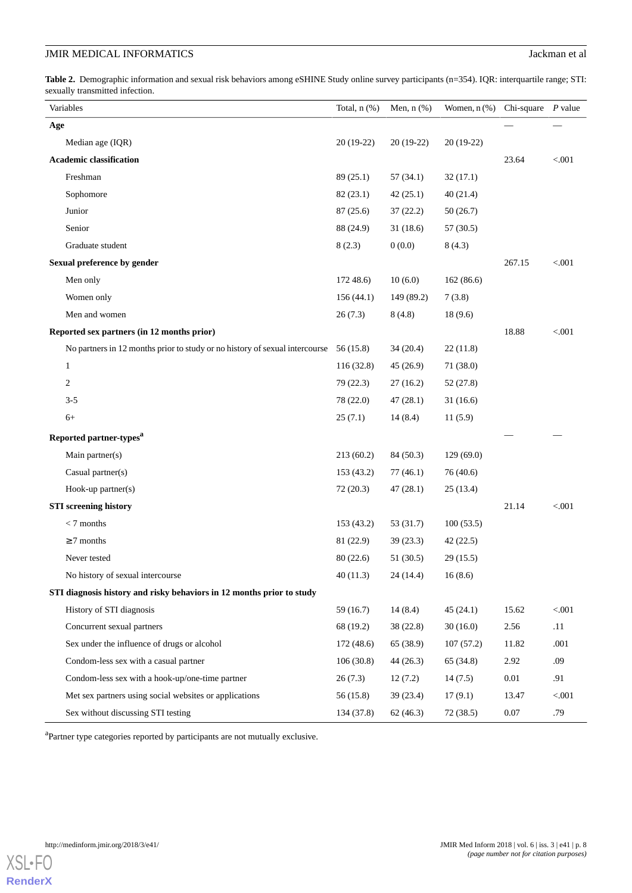**Table 2.** Demographic information and sexual risk behaviors among eSHINE Study online survey participants (n=354). IQR: interquartile range; STI: sexually transmitted infection.

| Variables | Total, n (%) | Men, n (%) | Women, n (%) | Chi-square | *P* value |
|---|---|---|---|---|---|
| **Age** | | | | — | — |
| Median age (IQR) | 20 (19-22) | 20 (19-22) | 20 (19-22) | | |
| **Academic classification** | | | | 23.64 | <.001 |
| Freshman | 89 (25.1) | 57 (34.1) | 32 (17.1) | | |
| Sophomore | 82 (23.1) | 42 (25.1) | 40 (21.4) | | |
| Junior | 87 (25.6) | 37 (22.2) | 50 (26.7) | | |
| Senior | 88 (24.9) | 31 (18.6) | 57 (30.5) | | |
| Graduate student | 8 (2.3) | 0 (0.0) | 8 (4.3) | | |
| **Sexual preference by gender** | | | | 267.15 | <.001 |
| Men only | 172 48.6) | 10 (6.0) | 162 (86.6) | | |
| Women only | 156 (44.1) | 149 (89.2) | 7 (3.8) | | |
| Men and women | 26 (7.3) | 8 (4.8) | 18 (9.6) | | |
| **Reported sex partners (in 12 months prior)** | | | | 18.88 | <.001 |
| No partners in 12 months prior to study or no history of sexual intercourse | 56 (15.8) | 34 (20.4) | 22 (11.8) | | |
| 1 | 116 (32.8) | 45 (26.9) | 71 (38.0) | | |
| 2 | 79 (22.3) | 27 (16.2) | 52 (27.8) | | |
| 3-5 | 78 (22.0) | 47 (28.1) | 31 (16.6) | | |
| 6+ | 25 (7.1) | 14 (8.4) | 11 (5.9) | | |
| **Reported partner-types**[a] | | | | — | — |
| Main partner(s) | 213 (60.2) | 84 (50.3) | 129 (69.0) | | |
| Casual partner(s) | 153 (43.2) | 77 (46.1) | 76 (40.6) | | |
| Hook-up partner(s) | 72 (20.3) | 47 (28.1) | 25 (13.4) | | |
| **STI screening history** | | | | 21.14 | <.001 |
| < 7 months | 153 (43.2) | 53 (31.7) | 100 (53.5) | | |
| ≥7 months | 81 (22.9) | 39 (23.3) | 42 (22.5) | | |
| Never tested | 80 (22.6) | 51 (30.5) | 29 (15.5) | | |
| No history of sexual intercourse | 40 (11.3) | 24 (14.4) | 16 (8.6) | | |
| **STI diagnosis history and risky behaviors in 12 months prior to study** | | | | | |
| History of STI diagnosis | 59 (16.7) | 14 (8.4) | 45 (24.1) | 15.62 | <.001 |
| Concurrent sexual partners | 68 (19.2) | 38 (22.8) | 30 (16.0) | 2.56 | .11 |
| Sex under the influence of drugs or alcohol | 172 (48.6) | 65 (38.9) | 107 (57.2) | 11.82 | .001 |
| Condom-less sex with a casual partner | 106 (30.8) | 44 (26.3) | 65 (34.8) | 2.92 | .09 |
| Condom-less sex with a hook-up/one-time partner | 26 (7.3) | 12 (7.2) | 14 (7.5) | 0.01 | .91 |
| Met sex partners using social websites or applications | 56 (15.8) | 39 (23.4) | 17 (9.1) | 13.47 | <.001 |
| Sex without discussing STI testing | 134 (37.8) | 62 (46.3) | 72 (38.5) | 0.07 | .79 |

[a]Partner type categories reported by participants are not mutually exclusive.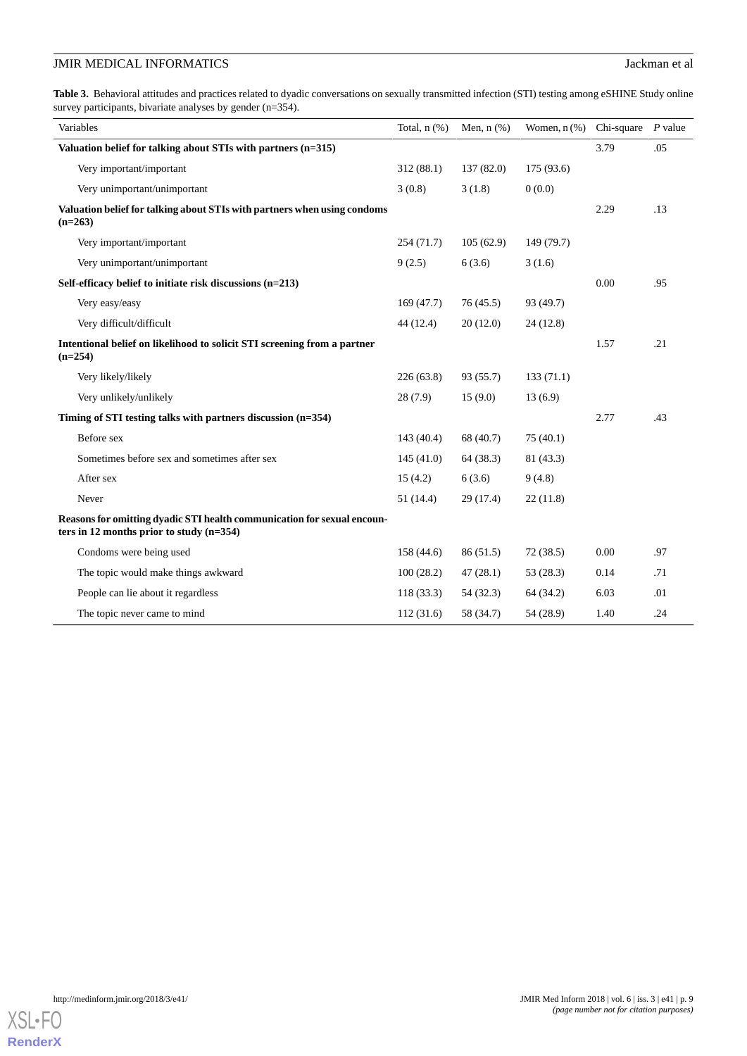**Table 3.** Behavioral attitudes and practices related to dyadic conversations on sexually transmitted infection (STI) testing among eSHINE Study online survey participants, bivariate analyses by gender (n=354).

| Variables | Total, n (%) | Men, n (%) | Women, n (%) | Chi-square | *P* value |
|---|---|---|---|---|---|
| **Valuation belief for talking about STIs with partners (n=315)** | | | | 3.79 | .05 |
| Very important/important | 312 (88.1) | 137 (82.0) | 175 (93.6) | | |
| Very unimportant/unimportant | 3 (0.8) | 3 (1.8) | 0 (0.0) | | |
| **Valuation belief for talking about STIs with partners when using condoms (n=263)** | | | | 2.29 | .13 |
| Very important/important | 254 (71.7) | 105 (62.9) | 149 (79.7) | | |
| Very unimportant/unimportant | 9 (2.5) | 6 (3.6) | 3 (1.6) | | |
| **Self-efficacy belief to initiate risk discussions (n=213)** | | | | 0.00 | .95 |
| Very easy/easy | 169 (47.7) | 76 (45.5) | 93 (49.7) | | |
| Very difficult/difficult | 44 (12.4) | 20 (12.0) | 24 (12.8) | | |
| **Intentional belief on likelihood to solicit STI screening from a partner (n=254)** | | | | 1.57 | .21 |
| Very likely/likely | 226 (63.8) | 93 (55.7) | 133 (71.1) | | |
| Very unlikely/unlikely | 28 (7.9) | 15 (9.0) | 13 (6.9) | | |
| **Timing of STI testing talks with partners discussion (n=354)** | | | | 2.77 | .43 |
| Before sex | 143 (40.4) | 68 (40.7) | 75 (40.1) | | |
| Sometimes before sex and sometimes after sex | 145 (41.0) | 64 (38.3) | 81 (43.3) | | |
| After sex | 15 (4.2) | 6 (3.6) | 9 (4.8) | | |
| Never | 51 (14.4) | 29 (17.4) | 22 (11.8) | | |
| **Reasons for omitting dyadic STI health communication for sexual encounters in 12 months prior to study (n=354)** | | | | | |
| Condoms were being used | 158 (44.6) | 86 (51.5) | 72 (38.5) | 0.00 | .97 |
| The topic would make things awkward | 100 (28.2) | 47 (28.1) | 53 (28.3) | 0.14 | .71 |
| People can lie about it regardless | 118 (33.3) | 54 (32.3) | 64 (34.2) | 6.03 | .01 |
| The topic never came to mind | 112 (31.6) | 58 (34.7) | 54 (28.9) | 1.40 | .24 |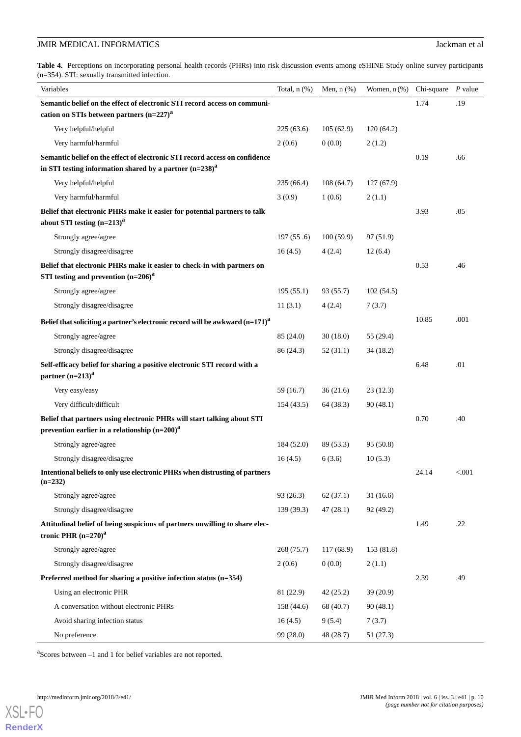**Table 4.** Perceptions on incorporating personal health records (PHRs) into risk discussion events among eSHINE Study online survey participants (n=354). STI: sexually transmitted infection.

| Variables | Total, n (%) | Men, n (%) | Women, n (%) | Chi-square | *P* value |
|---|---|---|---|---|---|
| **Semantic belief on the effect of electronic STI record access on communication on STIs between partners (n=227)[a]** | | | | 1.74 | .19 |
| Very helpful/helpful | 225 (63.6) | 105 (62.9) | 120 (64.2) | | |
| Very harmful/harmful | 2 (0.6) | 0 (0.0) | 2 (1.2) | | |
| **Semantic belief on the effect of electronic STI record access on confidence in STI testing information shared by a partner (n=238)[a]** | | | | 0.19 | .66 |
| Very helpful/helpful | 235 (66.4) | 108 (64.7) | 127 (67.9) | | |
| Very harmful/harmful | 3 (0.9) | 1 (0.6) | 2 (1.1) | | |
| **Belief that electronic PHRs make it easier for potential partners to talk about STI testing (n=213)[a]** | | | | 3.93 | .05 |
| Strongly agree/agree | 197 (55 .6) | 100 (59.9) | 97 (51.9) | | |
| Strongly disagree/disagree | 16 (4.5) | 4 (2.4) | 12 (6.4) | | |
| **Belief that electronic PHRs make it easier to check-in with partners on STI testing and prevention (n=206)[a]** | | | | 0.53 | .46 |
| Strongly agree/agree | 195 (55.1) | 93 (55.7) | 102 (54.5) | | |
| Strongly disagree/disagree | 11 (3.1) | 4 (2.4) | 7 (3.7) | | |
| **Belief that soliciting a partner's electronic record will be awkward (n=171)[a]** | | | | 10.85 | .001 |
| Strongly agree/agree | 85 (24.0) | 30 (18.0) | 55 (29.4) | | |
| Strongly disagree/disagree | 86 (24.3) | 52 (31.1) | 34 (18.2) | | |
| **Self-efficacy belief for sharing a positive electronic STI record with a partner (n=213)[a]** | | | | 6.48 | .01 |
| Very easy/easy | 59 (16.7) | 36 (21.6) | 23 (12.3) | | |
| Very difficult/difficult | 154 (43.5) | 64 (38.3) | 90 (48.1) | | |
| **Belief that partners using electronic PHRs will start talking about STI prevention earlier in a relationship (n=200)[a]** | | | | 0.70 | .40 |
| Strongly agree/agree | 184 (52.0) | 89 (53.3) | 95 (50.8) | | |
| Strongly disagree/disagree | 16 (4.5) | 6 (3.6) | 10 (5.3) | | |
| **Intentional beliefs to only use electronic PHRs when distrusting of partners (n=232)** | | | | 24.14 | <.001 |
| Strongly agree/agree | 93 (26.3) | 62 (37.1) | 31 (16.6) | | |
| Strongly disagree/disagree | 139 (39.3) | 47 (28.1) | 92 (49.2) | | |
| **Attitudinal belief of being suspicious of partners unwilling to share electronic PHR (n=270)[a]** | | | | 1.49 | .22 |
| Strongly agree/agree | 268 (75.7) | 117 (68.9) | 153 (81.8) | | |
| Strongly disagree/disagree | 2 (0.6) | 0 (0.0) | 2 (1.1) | | |
| **Preferred method for sharing a positive infection status (n=354)** | | | | 2.39 | .49 |
| Using an electronic PHR | 81 (22.9) | 42 (25.2) | 39 (20.9) | | |
| A conversation without electronic PHRs | 158 (44.6) | 68 (40.7) | 90 (48.1) | | |
| Avoid sharing infection status | 16 (4.5) | 9 (5.4) | 7 (3.7) | | |
| No preference | 99 (28.0) | 48 (28.7) | 51 (27.3) | | |

[a]Scores between –1 and 1 for belief variables are not reported.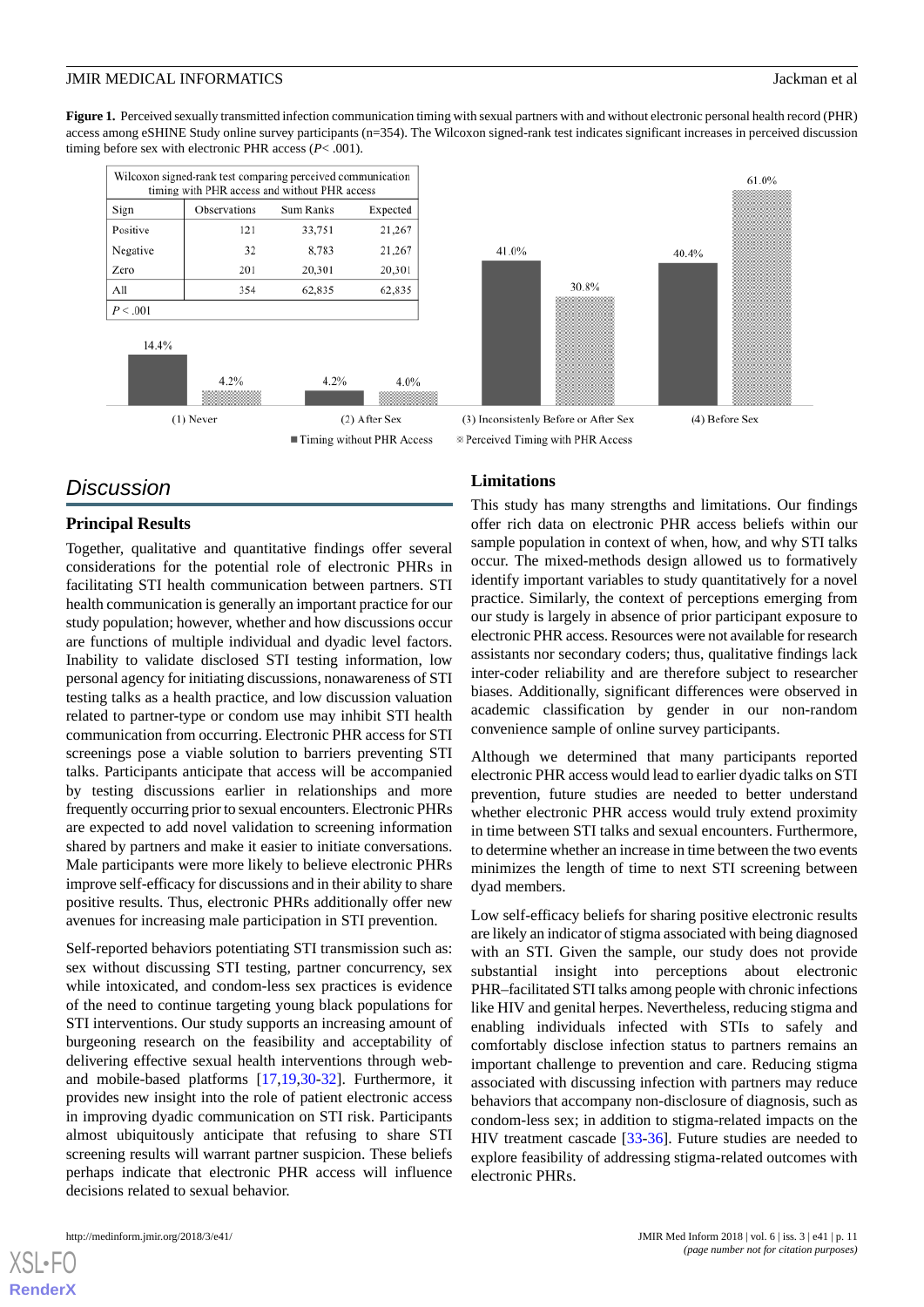**Figure 1.** Perceived sexually transmitted infection communication timing with sexual partners with and without electronic personal health record (PHR) access among eSHINE Study online survey participants (n=354). The Wilcoxon signed-rank test indicates significant increases in perceived discussion timing before sex with electronic PHR access ($P$< .001).

| Wilcoxon signed-rank test comparing perceived communication timing with PHR access and without PHR access | | | |
|---|---|---|---|
| Sign | Observations | Sum Ranks | Expected |
| Positive | 121 | 33,751 | 21,267 |
| Negative | 32 | 8,783 | 21,267 |
| Zero | 201 | 20,301 | 20,301 |
| All | 354 | 62,835 | 62,835 |
| $P$ < .001 | | | |

| | Timing without PHR Access | Perceived Timing with PHR Access |
|---|---|---|
| (1) Never | 14.4% | 4.2% |
| (2) After Sex | 4.2% | 4.0% |
| (3) Inconsistenly Before or After Sex | 41.0% | 30.8% |
| (4) Before Sex | 40.4% | 61.0% |

## Discussion

### Principal Results

Together, qualitative and quantitative findings offer several considerations for the potential role of electronic PHRs in facilitating STI health communication between partners. STI health communication is generally an important practice for our study population; however, whether and how discussions occur are functions of multiple individual and dyadic level factors. Inability to validate disclosed STI testing information, low personal agency for initiating discussions, nonawareness of STI testing talks as a health practice, and low discussion valuation related to partner-type or condom use may inhibit STI health communication from occurring. Electronic PHR access for STI screenings pose a viable solution to barriers preventing STI talks. Participants anticipate that access will be accompanied by testing discussions earlier in relationships and more frequently occurring prior to sexual encounters. Electronic PHRs are expected to add novel validation to screening information shared by partners and make it easier to initiate conversations. Male participants were more likely to believe electronic PHRs improve self-efficacy for discussions and in their ability to share positive results. Thus, electronic PHRs additionally offer new avenues for increasing male participation in STI prevention.

Self-reported behaviors potentiating STI transmission such as: sex without discussing STI testing, partner concurrency, sex while intoxicated, and condom-less sex practices is evidence of the need to continue targeting young black populations for STI interventions. Our study supports an increasing amount of burgeoning research on the feasibility and acceptability of delivering effective sexual health interventions through web- and mobile-based platforms [17,19,30-32]. Furthermore, it provides new insight into the role of patient electronic access in improving dyadic communication on STI risk. Participants almost ubiquitously anticipate that refusing to share STI screening results will warrant partner suspicion. These beliefs perhaps indicate that electronic PHR access will influence decisions related to sexual behavior.

### Limitations

This study has many strengths and limitations. Our findings offer rich data on electronic PHR access beliefs within our sample population in context of when, how, and why STI talks occur. The mixed-methods design allowed us to formatively identify important variables to study quantitatively for a novel practice. Similarly, the context of perceptions emerging from our study is largely in absence of prior participant exposure to electronic PHR access. Resources were not available for research assistants nor secondary coders; thus, qualitative findings lack inter-coder reliability and are therefore subject to researcher biases. Additionally, significant differences were observed in academic classification by gender in our non-random convenience sample of online survey participants.

Although we determined that many participants reported electronic PHR access would lead to earlier dyadic talks on STI prevention, future studies are needed to better understand whether electronic PHR access would truly extend proximity in time between STI talks and sexual encounters. Furthermore, to determine whether an increase in time between the two events minimizes the length of time to next STI screening between dyad members.

Low self-efficacy beliefs for sharing positive electronic results are likely an indicator of stigma associated with being diagnosed with an STI. Given the sample, our study does not provide substantial insight into perceptions about electronic PHR–facilitated STI talks among people with chronic infections like HIV and genital herpes. Nevertheless, reducing stigma and enabling individuals infected with STIs to safely and comfortably disclose infection status to partners remains an important challenge to prevention and care. Reducing stigma associated with discussing infection with partners may reduce behaviors that accompany non-disclosure of diagnosis, such as condom-less sex; in addition to stigma-related impacts on the HIV treatment cascade [33-36]. Future studies are needed to explore feasibility of addressing stigma-related outcomes with electronic PHRs.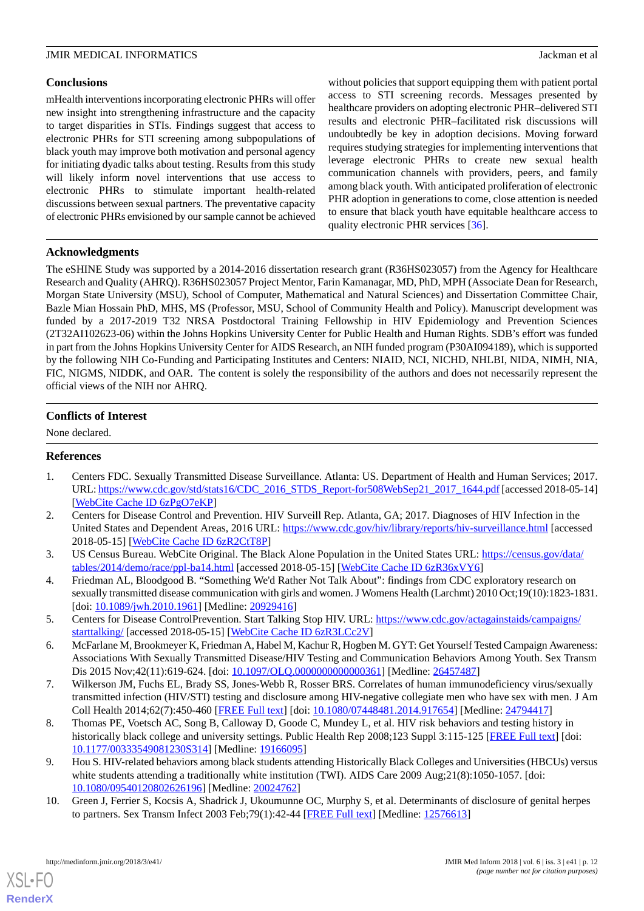## Conclusions

mHealth interventions incorporating electronic PHRs will offer new insight into strengthening infrastructure and the capacity to target disparities in STIs. Findings suggest that access to electronic PHRs for STI screening among subpopulations of black youth may improve both motivation and personal agency for initiating dyadic talks about testing. Results from this study will likely inform novel interventions that use access to electronic PHRs to stimulate important health-related discussions between sexual partners. The preventative capacity of electronic PHRs envisioned by our sample cannot be achieved without policies that support equipping them with patient portal access to STI screening records. Messages presented by healthcare providers on adopting electronic PHR–delivered STI results and electronic PHR–facilitated risk discussions will undoubtedly be key in adoption decisions. Moving forward requires studying strategies for implementing interventions that leverage electronic PHRs to create new sexual health communication channels with providers, peers, and family among black youth. With anticipated proliferation of electronic PHR adoption in generations to come, close attention is needed to ensure that black youth have equitable healthcare access to quality electronic PHR services [36].

## Acknowledgments

The eSHINE Study was supported by a 2014-2016 dissertation research grant (R36HS023057) from the Agency for Healthcare Research and Quality (AHRQ). R36HS023057 Project Mentor, Farin Kamanagar, MD, PhD, MPH (Associate Dean for Research, Morgan State University (MSU), School of Computer, Mathematical and Natural Sciences) and Dissertation Committee Chair, Bazle Mian Hossain PhD, MHS, MS (Professor, MSU, School of Community Health and Policy). Manuscript development was funded by a 2017-2019 T32 NRSA Postdoctoral Training Fellowship in HIV Epidemiology and Prevention Sciences (2T32AI102623-06) within the Johns Hopkins University Center for Public Health and Human Rights. SDB's effort was funded in part from the Johns Hopkins University Center for AIDS Research, an NIH funded program (P30AI094189), which is supported by the following NIH Co-Funding and Participating Institutes and Centers: NIAID, NCI, NICHD, NHLBI, NIDA, NIMH, NIA, FIC, NIGMS, NIDDK, and OAR. The content is solely the responsibility of the authors and does not necessarily represent the official views of the NIH nor AHRQ.

## Conflicts of Interest

None declared.

## References

1. Centers FDC. Sexually Transmitted Disease Surveillance. Atlanta: US. Department of Health and Human Services; 2017. URL: https://www.cdc.gov/std/stats16/CDC_2016_STDS_Report-for508WebSep21_2017_1644.pdf [accessed 2018-05-14] [WebCite Cache ID 6zPgO7eKP]
2. Centers for Disease Control and Prevention. HIV Surveill Rep. Atlanta, GA; 2017. Diagnoses of HIV Infection in the United States and Dependent Areas, 2016 URL: https://www.cdc.gov/hiv/library/reports/hiv-surveillance.html [accessed 2018-05-15] [WebCite Cache ID 6zR2CtT8P]
3. US Census Bureau. WebCite Original. The Black Alone Population in the United States URL: https://census.gov/data/tables/2014/demo/race/ppl-ba14.html [accessed 2018-05-15] [WebCite Cache ID 6zR36xVY6]
4. Friedman AL, Bloodgood B. "Something We'd Rather Not Talk About": findings from CDC exploratory research on sexually transmitted disease communication with girls and women. J Womens Health (Larchmt) 2010 Oct;19(10):1823-1831. [doi: 10.1089/jwh.2010.1961] [Medline: 20929416]
5. Centers for Disease ControlPrevention. Start Talking Stop HIV. URL: https://www.cdc.gov/actagainstaids/campaigns/starttalking/ [accessed 2018-05-15] [WebCite Cache ID 6zR3LCc2V]
6. McFarlane M, Brookmeyer K, Friedman A, Habel M, Kachur R, Hogben M. GYT: Get Yourself Tested Campaign Awareness: Associations With Sexually Transmitted Disease/HIV Testing and Communication Behaviors Among Youth. Sex Transm Dis 2015 Nov;42(11):619-624. [doi: 10.1097/OLQ.0000000000000361] [Medline: 26457487]
7. Wilkerson JM, Fuchs EL, Brady SS, Jones-Webb R, Rosser BRS. Correlates of human immunodeficiency virus/sexually transmitted infection (HIV/STI) testing and disclosure among HIV-negative collegiate men who have sex with men. J Am Coll Health 2014;62(7):450-460 [FREE Full text] [doi: 10.1080/07448481.2014.917654] [Medline: 24794417]
8. Thomas PE, Voetsch AC, Song B, Calloway D, Goode C, Mundey L, et al. HIV risk behaviors and testing history in historically black college and university settings. Public Health Rep 2008;123 Suppl 3:115-125 [FREE Full text] [doi: 10.1177/00333549081230S314] [Medline: 19166095]
9. Hou S. HIV-related behaviors among black students attending Historically Black Colleges and Universities (HBCUs) versus white students attending a traditionally white institution (TWI). AIDS Care 2009 Aug;21(8):1050-1057. [doi: 10.1080/09540120802626196] [Medline: 20024762]
10. Green J, Ferrier S, Kocsis A, Shadrick J, Ukoumunne OC, Murphy S, et al. Determinants of disclosure of genital herpes to partners. Sex Transm Infect 2003 Feb;79(1):42-44 [FREE Full text] [Medline: 12576613]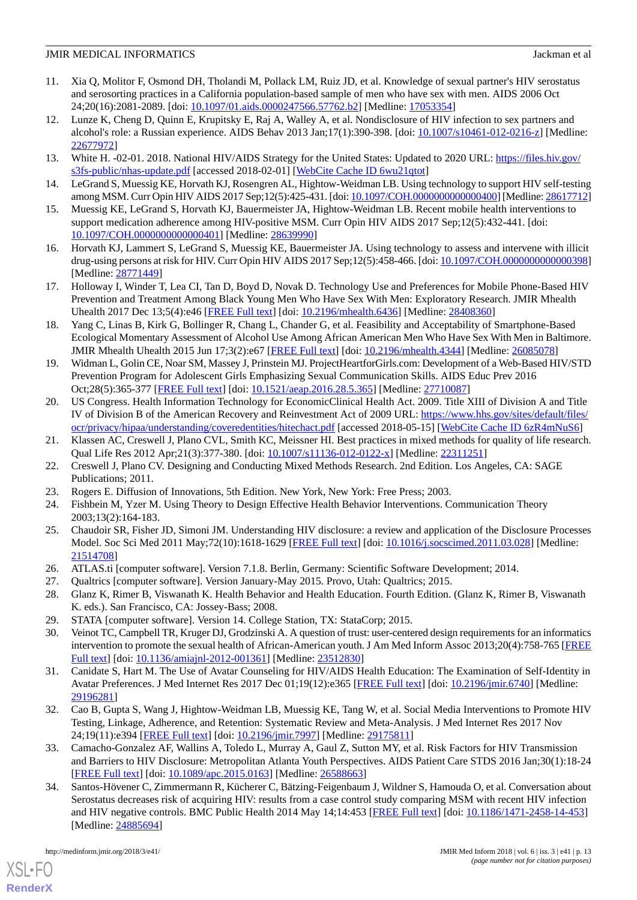11. Xia Q, Molitor F, Osmond DH, Tholandi M, Pollack LM, Ruiz JD, et al. Knowledge of sexual partner's HIV serostatus and serosorting practices in a California population-based sample of men who have sex with men. AIDS 2006 Oct 24;20(16):2081-2089. [doi: 10.1097/01.aids.0000247566.57762.b2] [Medline: 17053354]
12. Lunze K, Cheng D, Quinn E, Krupitsky E, Raj A, Walley A, et al. Nondisclosure of HIV infection to sex partners and alcohol's role: a Russian experience. AIDS Behav 2013 Jan;17(1):390-398. [doi: 10.1007/s10461-012-0216-z] [Medline: 22677972]
13. White H. -02-01. 2018. National HIV/AIDS Strategy for the United States: Updated to 2020 URL: https://files.hiv.gov/s3fs-public/nhas-update.pdf [accessed 2018-02-01] [WebCite Cache ID 6wu21qtot]
14. LeGrand S, Muessig KE, Horvath KJ, Rosengren AL, Hightow-Weidman LB. Using technology to support HIV self-testing among MSM. Curr Opin HIV AIDS 2017 Sep;12(5):425-431. [doi: 10.1097/COH.0000000000000400] [Medline: 28617712]
15. Muessig KE, LeGrand S, Horvath KJ, Bauermeister JA, Hightow-Weidman LB. Recent mobile health interventions to support medication adherence among HIV-positive MSM. Curr Opin HIV AIDS 2017 Sep;12(5):432-441. [doi: 10.1097/COH.0000000000000401] [Medline: 28639990]
16. Horvath KJ, Lammert S, LeGrand S, Muessig KE, Bauermeister JA. Using technology to assess and intervene with illicit drug-using persons at risk for HIV. Curr Opin HIV AIDS 2017 Sep;12(5):458-466. [doi: 10.1097/COH.0000000000000398] [Medline: 28771449]
17. Holloway I, Winder T, Lea CI, Tan D, Boyd D, Novak D. Technology Use and Preferences for Mobile Phone-Based HIV Prevention and Treatment Among Black Young Men Who Have Sex With Men: Exploratory Research. JMIR Mhealth Uhealth 2017 Dec 13;5(4):e46 [FREE Full text] [doi: 10.2196/mhealth.6436] [Medline: 28408360]
18. Yang C, Linas B, Kirk G, Bollinger R, Chang L, Chander G, et al. Feasibility and Acceptability of Smartphone-Based Ecological Momentary Assessment of Alcohol Use Among African American Men Who Have Sex With Men in Baltimore. JMIR Mhealth Uhealth 2015 Jun 17;3(2):e67 [FREE Full text] [doi: 10.2196/mhealth.4344] [Medline: 26085078]
19. Widman L, Golin CE, Noar SM, Massey J, Prinstein MJ. ProjectHeartforGirls.com: Development of a Web-Based HIV/STD Prevention Program for Adolescent Girls Emphasizing Sexual Communication Skills. AIDS Educ Prev 2016 Oct;28(5):365-377 [FREE Full text] [doi: 10.1521/aeap.2016.28.5.365] [Medline: 27710087]
20. US Congress. Health Information Technology for EconomicClinical Health Act. 2009. Title XIII of Division A and Title IV of Division B of the American Recovery and Reinvestment Act of 2009 URL: https://www.hhs.gov/sites/default/files/ocr/privacy/hipaa/understanding/coveredentities/hitechact.pdf [accessed 2018-05-15] [WebCite Cache ID 6zR4mNuS6]
21. Klassen AC, Creswell J, Plano CVL, Smith KC, Meissner HI. Best practices in mixed methods for quality of life research. Qual Life Res 2012 Apr;21(3):377-380. [doi: 10.1007/s11136-012-0122-x] [Medline: 22311251]
22. Creswell J, Plano CV. Designing and Conducting Mixed Methods Research. 2nd Edition. Los Angeles, CA: SAGE Publications; 2011.
23. Rogers E. Diffusion of Innovations, 5th Edition. New York, New York: Free Press; 2003.
24. Fishbein M, Yzer M. Using Theory to Design Effective Health Behavior Interventions. Communication Theory 2003;13(2):164-183.
25. Chaudoir SR, Fisher JD, Simoni JM. Understanding HIV disclosure: a review and application of the Disclosure Processes Model. Soc Sci Med 2011 May;72(10):1618-1629 [FREE Full text] [doi: 10.1016/j.socscimed.2011.03.028] [Medline: 21514708]
26. ATLAS.ti [computer software]. Version 7.1.8. Berlin, Germany: Scientific Software Development; 2014.
27. Qualtrics [computer software]. Version January-May 2015. Provo, Utah: Qualtrics; 2015.
28. Glanz K, Rimer B, Viswanath K. Health Behavior and Health Education. Fourth Edition. (Glanz K, Rimer B, Viswanath K. eds.). San Francisco, CA: Jossey-Bass; 2008.
29. STATA [computer software]. Version 14. College Station, TX: StataCorp; 2015.
30. Veinot TC, Campbell TR, Kruger DJ, Grodzinski A. A question of trust: user-centered design requirements for an informatics intervention to promote the sexual health of African-American youth. J Am Med Inform Assoc 2013;20(4):758-765 [FREE Full text] [doi: 10.1136/amiajnl-2012-001361] [Medline: 23512830]
31. Canidate S, Hart M. The Use of Avatar Counseling for HIV/AIDS Health Education: The Examination of Self-Identity in Avatar Preferences. J Med Internet Res 2017 Dec 01;19(12):e365 [FREE Full text] [doi: 10.2196/jmir.6740] [Medline: 29196281]
32. Cao B, Gupta S, Wang J, Hightow-Weidman LB, Muessig KE, Tang W, et al. Social Media Interventions to Promote HIV Testing, Linkage, Adherence, and Retention: Systematic Review and Meta-Analysis. J Med Internet Res 2017 Nov 24;19(11):e394 [FREE Full text] [doi: 10.2196/jmir.7997] [Medline: 29175811]
33. Camacho-Gonzalez AF, Wallins A, Toledo L, Murray A, Gaul Z, Sutton MY, et al. Risk Factors for HIV Transmission and Barriers to HIV Disclosure: Metropolitan Atlanta Youth Perspectives. AIDS Patient Care STDS 2016 Jan;30(1):18-24 [FREE Full text] [doi: 10.1089/apc.2015.0163] [Medline: 26588663]
34. Santos-Hövener C, Zimmermann R, Kücherer C, Bätzing-Feigenbaum J, Wildner S, Hamouda O, et al. Conversation about Serostatus decreases risk of acquiring HIV: results from a case control study comparing MSM with recent HIV infection and HIV negative controls. BMC Public Health 2014 May 14;14:453 [FREE Full text] [doi: 10.1186/1471-2458-14-453] [Medline: 24885694]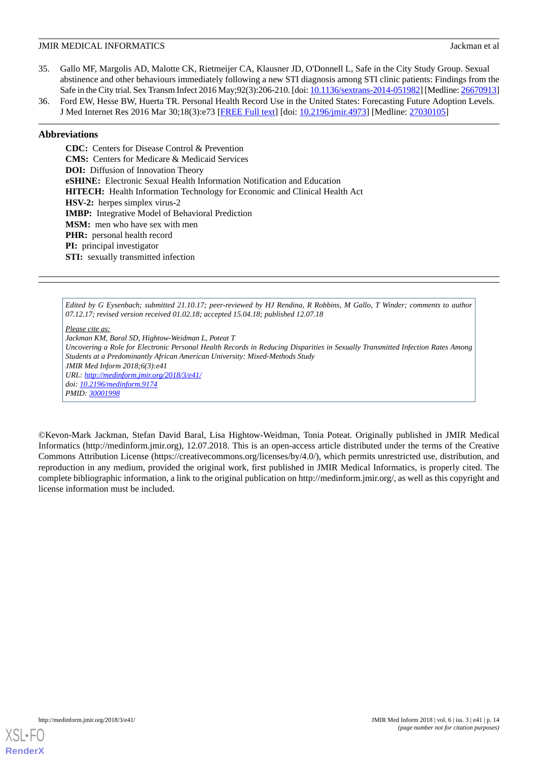35. Gallo MF, Margolis AD, Malotte CK, Rietmeijer CA, Klausner JD, O'Donnell L, Safe in the City Study Group. Sexual abstinence and other behaviours immediately following a new STI diagnosis among STI clinic patients: Findings from the Safe in the City trial. Sex Transm Infect 2016 May;92(3):206-210. [doi: 10.1136/sextrans-2014-051982] [Medline: 26670913]
36. Ford EW, Hesse BW, Huerta TR. Personal Health Record Use in the United States: Forecasting Future Adoption Levels. J Med Internet Res 2016 Mar 30;18(3):e73 [FREE Full text] [doi: 10.2196/jmir.4973] [Medline: 27030105]

## Abbreviations

**CDC:** Centers for Disease Control & Prevention
**CMS:** Centers for Medicare & Medicaid Services
**DOI:** Diffusion of Innovation Theory
**eSHINE:** Electronic Sexual Health Information Notification and Education
**HITECH:** Health Information Technology for Economic and Clinical Health Act
**HSV-2:** herpes simplex virus-2
**IMBP:** Integrative Model of Behavioral Prediction
**MSM:** men who have sex with men
**PHR:** personal health record
**PI:** principal investigator
**STI:** sexually transmitted infection

*Edited by G Eysenbach; submitted 21.10.17; peer-reviewed by HJ Rendina, R Robbins, M Gallo, T Winder; comments to author 07.12.17; revised version received 01.02.18; accepted 15.04.18; published 12.07.18*

*Please cite as:*
*Jackman KM, Baral SD, Hightow-Weidman L, Poteat T*
*Uncovering a Role for Electronic Personal Health Records in Reducing Disparities in Sexually Transmitted Infection Rates Among Students at a Predominantly African American University: Mixed-Methods Study*
*JMIR Med Inform 2018;6(3):e41*
*URL: http://medinform.jmir.org/2018/3/e41/*
*doi: 10.2196/medinform.9174*
*PMID: 30001998*

©Kevon-Mark Jackman, Stefan David Baral, Lisa Hightow-Weidman, Tonia Poteat. Originally published in JMIR Medical Informatics (http://medinform.jmir.org), 12.07.2018. This is an open-access article distributed under the terms of the Creative Commons Attribution License (https://creativecommons.org/licenses/by/4.0/), which permits unrestricted use, distribution, and reproduction in any medium, provided the original work, first published in JMIR Medical Informatics, is properly cited. The complete bibliographic information, a link to the original publication on http://medinform.jmir.org/, as well as this copyright and license information must be included.